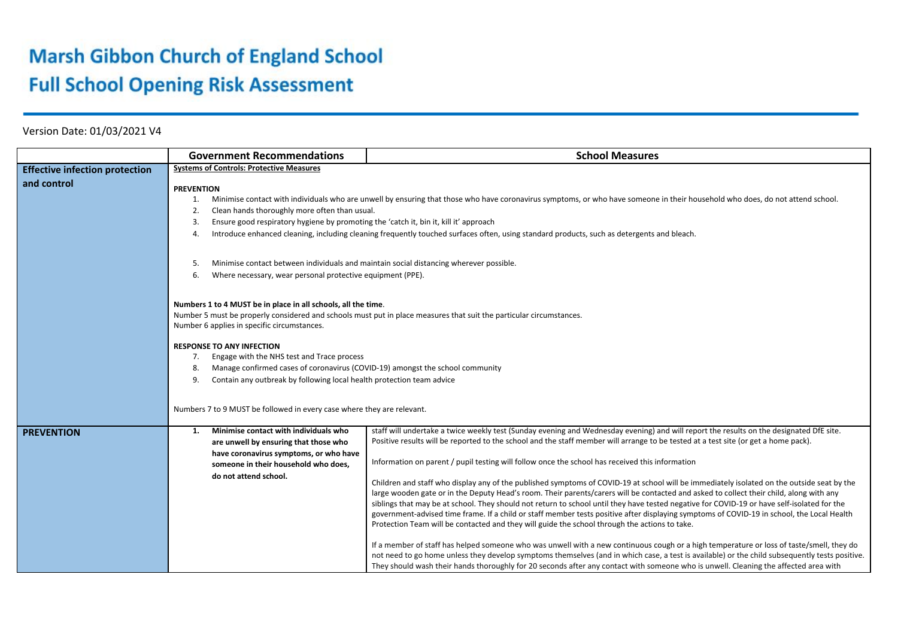# Marsh Gibbon Church of England School

# Full School Opening Risk Assessment

Version Date: 01/03/2021 V4

| | Government Recommendations | School Measures |
|---|---|---|
| **Effective infection protection and control** | **Systems of Controls: Protective Measures**<br><br>**PREVENTION**<br>1. Minimise contact with individuals who are unwell by ensuring that those who have coronavirus symptoms, or who have someone in their household who does, do not attend school.<br>2. Clean hands thoroughly more often than usual.<br>3. Ensure good respiratory hygiene by promoting the 'catch it, bin it, kill it' approach<br>4. Introduce enhanced cleaning, including cleaning frequently touched surfaces often, using standard products, such as detergents and bleach.<br><br>5. Minimise contact between individuals and maintain social distancing wherever possible.<br>6. Where necessary, wear personal protective equipment (PPE).<br><br>**Numbers 1 to 4 MUST be in place in all schools, all the time**.<br>Number 5 must be properly considered and schools must put in place measures that suit the particular circumstances.<br>Number 6 applies in specific circumstances.<br><br>**RESPONSE TO ANY INFECTION**<br>7. Engage with the NHS test and Trace process<br>8. Manage confirmed cases of coronavirus (COVID-19) amongst the school community<br>9. Contain any outbreak by following local health protection team advice<br><br>Numbers 7 to 9 MUST be followed in every case where they are relevant. | |
| **PREVENTION** | **1. Minimise contact with individuals who are unwell by ensuring that those who have coronavirus symptoms, or who have someone in their household who does, do not attend school.** | staff will undertake a twice weekly test (Sunday evening and Wednesday evening) and will report the results on the designated DfE site. Positive results will be reported to the school and the staff member will arrange to be tested at a test site (or get a home pack).<br><br>Information on parent / pupil testing will follow once the school has received this information<br><br>Children and staff who display any of the published symptoms of COVID-19 at school will be immediately isolated on the outside seat by the large wooden gate or in the Deputy Head's room. Their parents/carers will be contacted and asked to collect their child, along with any siblings that may be at school. They should not return to school until they have tested negative for COVID-19 or have self-isolated for the government-advised time frame. If a child or staff member tests positive after displaying symptoms of COVID-19 in school, the Local Health Protection Team will be contacted and they will guide the school through the actions to take.<br><br>If a member of staff has helped someone who was unwell with a new continuous cough or a high temperature or loss of taste/smell, they do not need to go home unless they develop symptoms themselves (and in which case, a test is available) or the child subsequently tests positive. They should wash their hands thoroughly for 20 seconds after any contact with someone who is unwell. Cleaning the affected area with |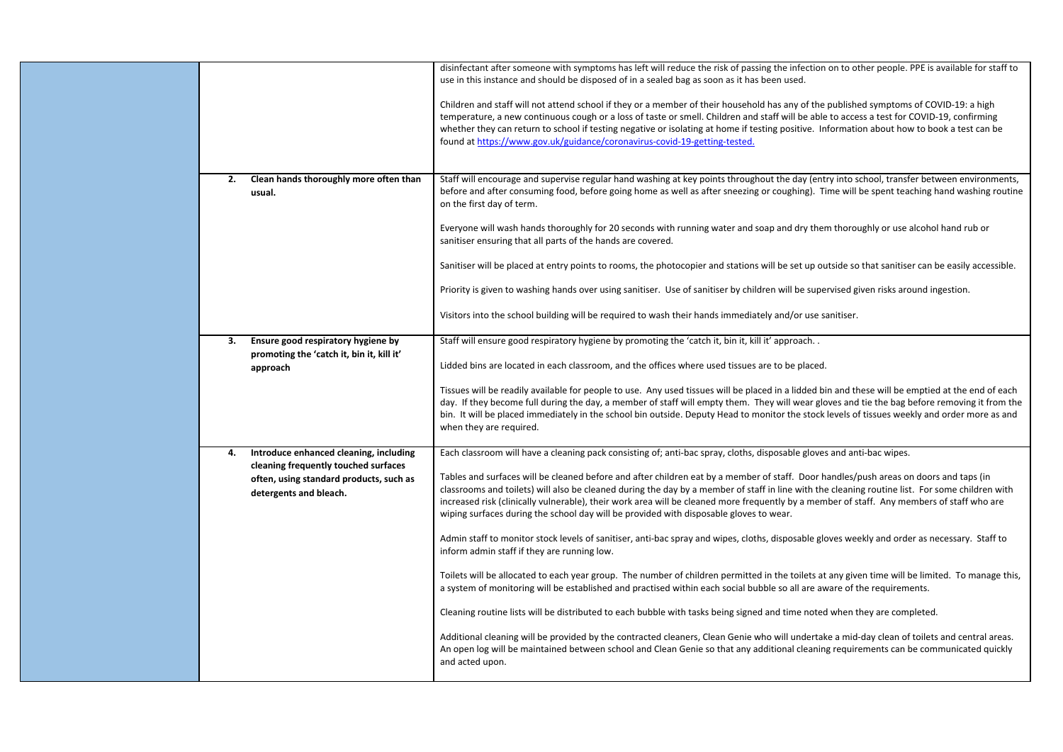| | | |
|---|---|---|
| | | disinfectant after someone with symptoms has left will reduce the risk of passing the infection on to other people. PPE is available for staff to use in this instance and should be disposed of in a sealed bag as soon as it has been used.<br><br>Children and staff will not attend school if they or a member of their household has any of the published symptoms of COVID-19: a high temperature, a new continuous cough or a loss of taste or smell. Children and staff will be able to access a test for COVID-19, confirming whether they can return to school if testing negative or isolating at home if testing positive. Information about how to book a test can be found at [https://www.gov.uk/guidance/coronavirus-covid-19-getting-tested.](https://www.gov.uk/guidance/coronavirus-covid-19-getting-tested) |
| | **2. Clean hands thoroughly more often than usual.** | Staff will encourage and supervise regular hand washing at key points throughout the day (entry into school, transfer between environments, before and after consuming food, before going home as well as after sneezing or coughing). Time will be spent teaching hand washing routine on the first day of term.<br><br>Everyone will wash hands thoroughly for 20 seconds with running water and soap and dry them thoroughly or use alcohol hand rub or sanitiser ensuring that all parts of the hands are covered.<br><br>Sanitiser will be placed at entry points to rooms, the photocopier and stations will be set up outside so that sanitiser can be easily accessible.<br><br>Priority is given to washing hands over using sanitiser. Use of sanitiser by children will be supervised given risks around ingestion.<br><br>Visitors into the school building will be required to wash their hands immediately and/or use sanitiser. |
| | **3. Ensure good respiratory hygiene by promoting the 'catch it, bin it, kill it' approach** | Staff will ensure good respiratory hygiene by promoting the 'catch it, bin it, kill it' approach. .<br><br>Lidded bins are located in each classroom, and the offices where used tissues are to be placed.<br><br>Tissues will be readily available for people to use. Any used tissues will be placed in a lidded bin and these will be emptied at the end of each day. If they become full during the day, a member of staff will empty them. They will wear gloves and tie the bag before removing it from the bin. It will be placed immediately in the school bin outside. Deputy Head to monitor the stock levels of tissues weekly and order more as and when they are required. |
| | **4. Introduce enhanced cleaning, including cleaning frequently touched surfaces often, using standard products, such as detergents and bleach.** | Each classroom will have a cleaning pack consisting of; anti-bac spray, cloths, disposable gloves and anti-bac wipes.<br><br>Tables and surfaces will be cleaned before and after children eat by a member of staff. Door handles/push areas on doors and taps (in classrooms and toilets) will also be cleaned during the day by a member of staff in line with the cleaning routine list. For some children with increased risk (clinically vulnerable), their work area will be cleaned more frequently by a member of staff. Any members of staff who are wiping surfaces during the school day will be provided with disposable gloves to wear.<br><br>Admin staff to monitor stock levels of sanitiser, anti-bac spray and wipes, cloths, disposable gloves weekly and order as necessary. Staff to inform admin staff if they are running low.<br><br>Toilets will be allocated to each year group. The number of children permitted in the toilets at any given time will be limited. To manage this, a system of monitoring will be established and practised within each social bubble so all are aware of the requirements.<br><br>Cleaning routine lists will be distributed to each bubble with tasks being signed and time noted when they are completed.<br><br>Additional cleaning will be provided by the contracted cleaners, Clean Genie who will undertake a mid-day clean of toilets and central areas. An open log will be maintained between school and Clean Genie so that any additional cleaning requirements can be communicated quickly and acted upon. |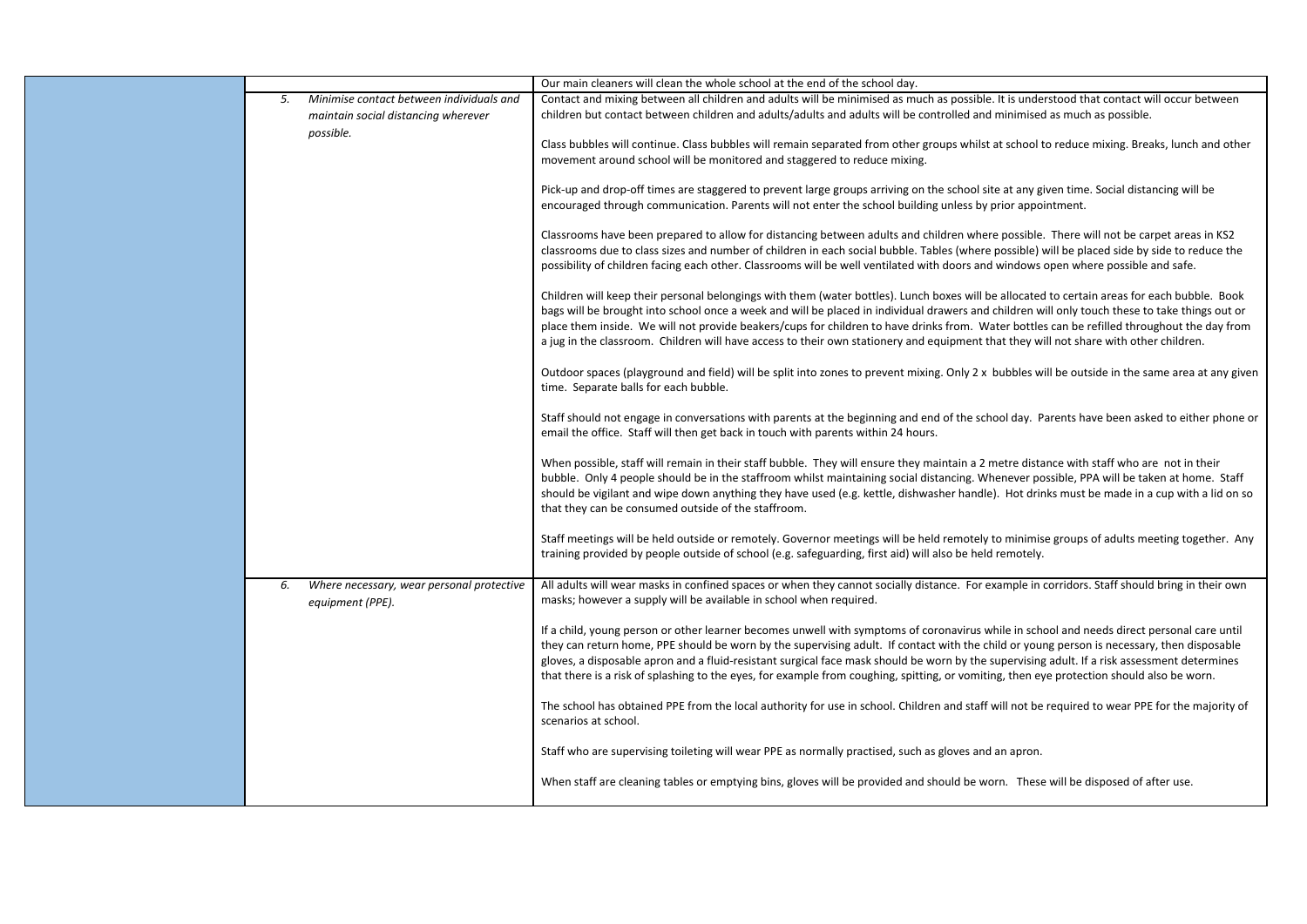| | | |
|---|---|---|
| | | Our main cleaners will clean the whole school at the end of the school day. |
| | 5. *Minimise contact between individuals and maintain social distancing wherever possible.* | Contact and mixing between all children and adults will be minimised as much as possible. It is understood that contact will occur between children but contact between children and adults/adults and adults will be controlled and minimised as much as possible.<br><br>Class bubbles will continue. Class bubbles will remain separated from other groups whilst at school to reduce mixing. Breaks, lunch and other movement around school will be monitored and staggered to reduce mixing.<br><br>Pick-up and drop-off times are staggered to prevent large groups arriving on the school site at any given time. Social distancing will be encouraged through communication. Parents will not enter the school building unless by prior appointment.<br><br>Classrooms have been prepared to allow for distancing between adults and children where possible. There will not be carpet areas in KS2 classrooms due to class sizes and number of children in each social bubble. Tables (where possible) will be placed side by side to reduce the possibility of children facing each other. Classrooms will be well ventilated with doors and windows open where possible and safe.<br><br>Children will keep their personal belongings with them (water bottles). Lunch boxes will be allocated to certain areas for each bubble. Book bags will be brought into school once a week and will be placed in individual drawers and children will only touch these to take things out or place them inside. We will not provide beakers/cups for children to have drinks from. Water bottles can be refilled throughout the day from a jug in the classroom. Children will have access to their own stationery and equipment that they will not share with other children.<br><br>Outdoor spaces (playground and field) will be split into zones to prevent mixing. Only 2 x bubbles will be outside in the same area at any given time. Separate balls for each bubble.<br><br>Staff should not engage in conversations with parents at the beginning and end of the school day. Parents have been asked to either phone or email the office. Staff will then get back in touch with parents within 24 hours.<br><br>When possible, staff will remain in their staff bubble. They will ensure they maintain a 2 metre distance with staff who are not in their bubble. Only 4 people should be in the staffroom whilst maintaining social distancing. Whenever possible, PPA will be taken at home. Staff should be vigilant and wipe down anything they have used (e.g. kettle, dishwasher handle). Hot drinks must be made in a cup with a lid on so that they can be consumed outside of the staffroom.<br><br>Staff meetings will be held outside or remotely. Governor meetings will be held remotely to minimise groups of adults meeting together. Any training provided by people outside of school (e.g. safeguarding, first aid) will also be held remotely. |
| | 6. *Where necessary, wear personal protective equipment (PPE).* | All adults will wear masks in confined spaces or when they cannot socially distance. For example in corridors. Staff should bring in their own masks; however a supply will be available in school when required.<br><br>If a child, young person or other learner becomes unwell with symptoms of coronavirus while in school and needs direct personal care until they can return home, PPE should be worn by the supervising adult. If contact with the child or young person is necessary, then disposable gloves, a disposable apron and a fluid-resistant surgical face mask should be worn by the supervising adult. If a risk assessment determines that there is a risk of splashing to the eyes, for example from coughing, spitting, or vomiting, then eye protection should also be worn.<br><br>The school has obtained PPE from the local authority for use in school. Children and staff will not be required to wear PPE for the majority of scenarios at school.<br><br>Staff who are supervising toileting will wear PPE as normally practised, such as gloves and an apron.<br><br>When staff are cleaning tables or emptying bins, gloves will be provided and should be worn. These will be disposed of after use. |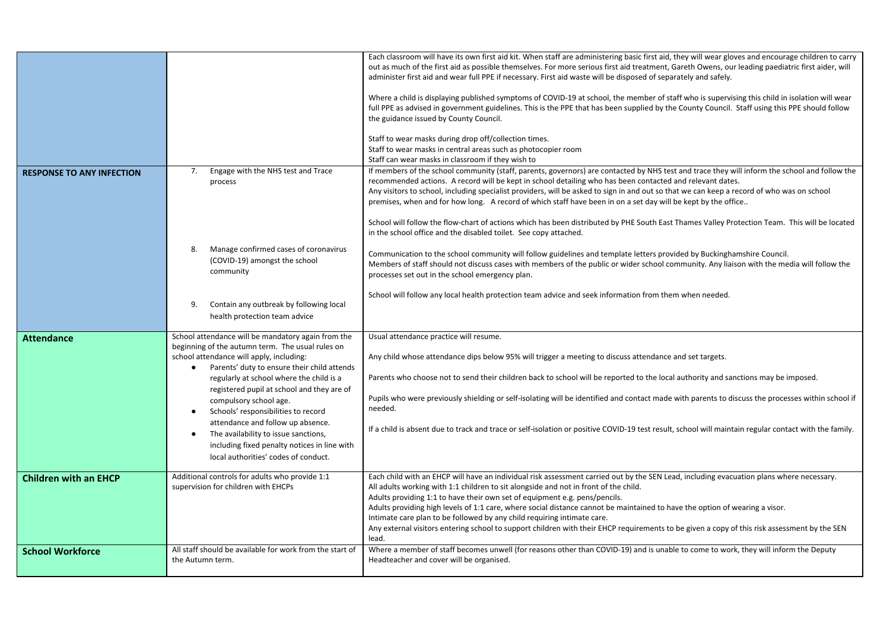| | | |
|---|---|---|
| | | Each classroom will have its own first aid kit. When staff are administering basic first aid, they will wear gloves and encourage children to carry out as much of the first aid as possible themselves. For more serious first aid treatment, Gareth Owens, our leading paediatric first aider, will administer first aid and wear full PPE if necessary. First aid waste will be disposed of separately and safely.<br><br>Where a child is displaying published symptoms of COVID-19 at school, the member of staff who is supervising this child in isolation will wear full PPE as advised in government guidelines. This is the PPE that has been supplied by the County Council. Staff using this PPE should follow the guidance issued by County Council.<br><br>Staff to wear masks during drop off/collection times.<br>Staff to wear masks in central areas such as photocopier room<br>Staff can wear masks in classroom if they wish to |
| **RESPONSE TO ANY INFECTION** | 7. Engage with the NHS test and Trace process<br><br>8. Manage confirmed cases of coronavirus (COVID-19) amongst the school community<br><br>9. Contain any outbreak by following local health protection team advice | If members of the school community (staff, parents, governors) are contacted by NHS test and trace they will inform the school and follow the recommended actions. A record will be kept in school detailing who has been contacted and relevant dates.<br>Any visitors to school, including specialist providers, will be asked to sign in and out so that we can keep a record of who was on school premises, when and for how long. A record of which staff have been in on a set day will be kept by the office..<br><br>School will follow the flow-chart of actions which has been distributed by PHE South East Thames Valley Protection Team. This will be located in the school office and the disabled toilet. See copy attached.<br><br>Communication to the school community will follow guidelines and template letters provided by Buckinghamshire Council.<br>Members of staff should not discuss cases with members of the public or wider school community. Any liaison with the media will follow the processes set out in the school emergency plan.<br><br>School will follow any local health protection team advice and seek information from them when needed. |
| **Attendance** | School attendance will be mandatory again from the beginning of the autumn term. The usual rules on school attendance will apply, including:<br>• Parents' duty to ensure their child attends regularly at school where the child is a registered pupil at school and they are of compulsory school age.<br>• Schools' responsibilities to record attendance and follow up absence.<br>• The availability to issue sanctions, including fixed penalty notices in line with local authorities' codes of conduct. | Usual attendance practice will resume.<br><br>Any child whose attendance dips below 95% will trigger a meeting to discuss attendance and set targets.<br><br>Parents who choose not to send their children back to school will be reported to the local authority and sanctions may be imposed.<br><br>Pupils who were previously shielding or self-isolating will be identified and contact made with parents to discuss the processes within school if needed.<br><br>If a child is absent due to track and trace or self-isolation or positive COVID-19 test result, school will maintain regular contact with the family. |
| **Children with an EHCP** | Additional controls for adults who provide 1:1 supervision for children with EHCPs | Each child with an EHCP will have an individual risk assessment carried out by the SEN Lead, including evacuation plans where necessary.<br>All adults working with 1:1 children to sit alongside and not in front of the child.<br>Adults providing 1:1 to have their own set of equipment e.g. pens/pencils.<br>Adults providing high levels of 1:1 care, where social distance cannot be maintained to have the option of wearing a visor.<br>Intimate care plan to be followed by any child requiring intimate care.<br>Any external visitors entering school to support children with their EHCP requirements to be given a copy of this risk assessment by the SEN lead. |
| **School Workforce** | All staff should be available for work from the start of the Autumn term. | Where a member of staff becomes unwell (for reasons other than COVID-19) and is unable to come to work, they will inform the Deputy Headteacher and cover will be organised. |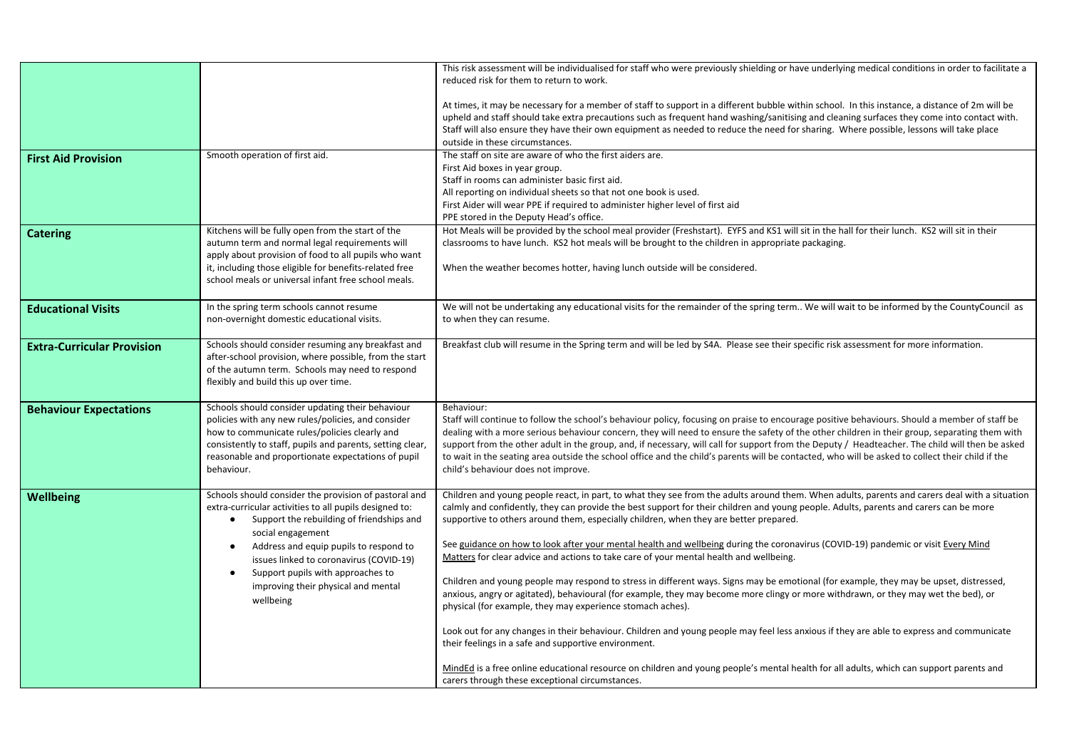| | | |
|---|---|---|
| | | This risk assessment will be individualised for staff who were previously shielding or have underlying medical conditions in order to facilitate a reduced risk for them to return to work.<br><br>At times, it may be necessary for a member of staff to support in a different bubble within school. In this instance, a distance of 2m will be upheld and staff should take extra precautions such as frequent hand washing/sanitising and cleaning surfaces they come into contact with. Staff will also ensure they have their own equipment as needed to reduce the need for sharing. Where possible, lessons will take place outside in these circumstances. |
| **First Aid Provision** | Smooth operation of first aid. | The staff on site are aware of who the first aiders are.<br>First Aid boxes in year group.<br>Staff in rooms can administer basic first aid.<br>All reporting on individual sheets so that not one book is used.<br>First Aider will wear PPE if required to administer higher level of first aid<br>PPE stored in the Deputy Head's office. |
| **Catering** | Kitchens will be fully open from the start of the autumn term and normal legal requirements will apply about provision of food to all pupils who want it, including those eligible for benefits-related free school meals or universal infant free school meals. | Hot Meals will be provided by the school meal provider (Freshstart). EYFS and KS1 will sit in the hall for their lunch. KS2 will sit in their classrooms to have lunch. KS2 hot meals will be brought to the children in appropriate packaging.<br><br>When the weather becomes hotter, having lunch outside will be considered. |
| **Educational Visits** | In the spring term schools cannot resume non-overnight domestic educational visits. | We will not be undertaking any educational visits for the remainder of the spring term.. We will wait to be informed by the CountyCouncil as to when they can resume. |
| **Extra-Curricular Provision** | Schools should consider resuming any breakfast and after-school provision, where possible, from the start of the autumn term. Schools may need to respond flexibly and build this up over time. | Breakfast club will resume in the Spring term and will be led by S4A. Please see their specific risk assessment for more information. |
| **Behaviour Expectations** | Schools should consider updating their behaviour policies with any new rules/policies, and consider how to communicate rules/policies clearly and consistently to staff, pupils and parents, setting clear, reasonable and proportionate expectations of pupil behaviour. | Behaviour:<br>Staff will continue to follow the school's behaviour policy, focusing on praise to encourage positive behaviours. Should a member of staff be dealing with a more serious behaviour concern, they will need to ensure the safety of the other children in their group, separating them with support from the other adult in the group, and, if necessary, will call for support from the Deputy / Headteacher. The child will then be asked to wait in the seating area outside the school office and the child's parents will be contacted, who will be asked to collect their child if the child's behaviour does not improve. |
| **Wellbeing** | Schools should consider the provision of pastoral and extra-curricular activities to all pupils designed to:<br>• Support the rebuilding of friendships and social engagement<br>• Address and equip pupils to respond to issues linked to coronavirus (COVID-19)<br>• Support pupils with approaches to improving their physical and mental wellbeing | Children and young people react, in part, to what they see from the adults around them. When adults, parents and carers deal with a situation calmly and confidently, they can provide the best support for their children and young people. Adults, parents and carers can be more supportive to others around them, especially children, when they are better prepared.<br><br>See guidance on how to look after your mental health and wellbeing during the coronavirus (COVID-19) pandemic or visit Every Mind Matters for clear advice and actions to take care of your mental health and wellbeing.<br><br>Children and young people may respond to stress in different ways. Signs may be emotional (for example, they may be upset, distressed, anxious, angry or agitated), behavioural (for example, they may become more clingy or more withdrawn, or they may wet the bed), or physical (for example, they may experience stomach aches).<br><br>Look out for any changes in their behaviour. Children and young people may feel less anxious if they are able to express and communicate their feelings in a safe and supportive environment.<br><br>MindEd is a free online educational resource on children and young people's mental health for all adults, which can support parents and carers through these exceptional circumstances. |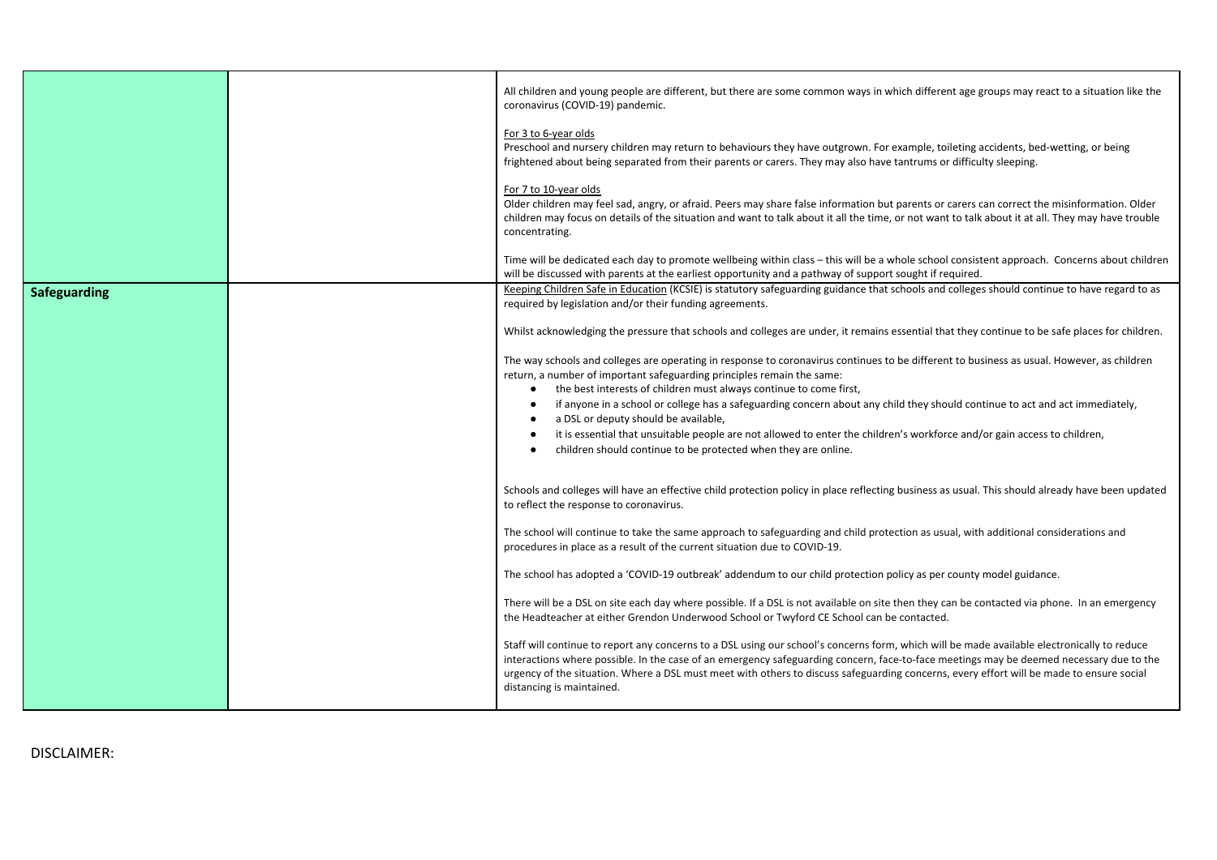| | | |
|---|---|---|
| | | All children and young people are different, but there are some common ways in which different age groups may react to a situation like the coronavirus (COVID-19) pandemic.<br><br>For 3 to 6-year olds<br>Preschool and nursery children may return to behaviours they have outgrown. For example, toileting accidents, bed-wetting, or being frightened about being separated from their parents or carers. They may also have tantrums or difficulty sleeping.<br><br>For 7 to 10-year olds<br>Older children may feel sad, angry, or afraid. Peers may share false information but parents or carers can correct the misinformation. Older children may focus on details of the situation and want to talk about it all the time, or not want to talk about it at all. They may have trouble concentrating.<br><br>Time will be dedicated each day to promote wellbeing within class – this will be a whole school consistent approach. Concerns about children will be discussed with parents at the earliest opportunity and a pathway of support sought if required. |
| **Safeguarding** | | Keeping Children Safe in Education (KCSIE) is statutory safeguarding guidance that schools and colleges should continue to have regard to as required by legislation and/or their funding agreements.<br><br>Whilst acknowledging the pressure that schools and colleges are under, it remains essential that they continue to be safe places for children.<br><br>The way schools and colleges are operating in response to coronavirus continues to be different to business as usual. However, as children return, a number of important safeguarding principles remain the same:<br>• the best interests of children must always continue to come first,<br>• if anyone in a school or college has a safeguarding concern about any child they should continue to act and act immediately,<br>• a DSL or deputy should be available,<br>• it is essential that unsuitable people are not allowed to enter the children's workforce and/or gain access to children,<br>• children should continue to be protected when they are online.<br><br>Schools and colleges will have an effective child protection policy in place reflecting business as usual. This should already have been updated to reflect the response to coronavirus.<br><br>The school will continue to take the same approach to safeguarding and child protection as usual, with additional considerations and procedures in place as a result of the current situation due to COVID-19.<br><br>The school has adopted a 'COVID-19 outbreak' addendum to our child protection policy as per county model guidance.<br><br>There will be a DSL on site each day where possible. If a DSL is not available on site then they can be contacted via phone. In an emergency the Headteacher at either Grendon Underwood School or Twyford CE School can be contacted.<br><br>Staff will continue to report any concerns to a DSL using our school's concerns form, which will be made available electronically to reduce interactions where possible. In the case of an emergency safeguarding concern, face-to-face meetings may be deemed necessary due to the urgency of the situation. Where a DSL must meet with others to discuss safeguarding concerns, every effort will be made to ensure social distancing is maintained. |

DISCLAIMER: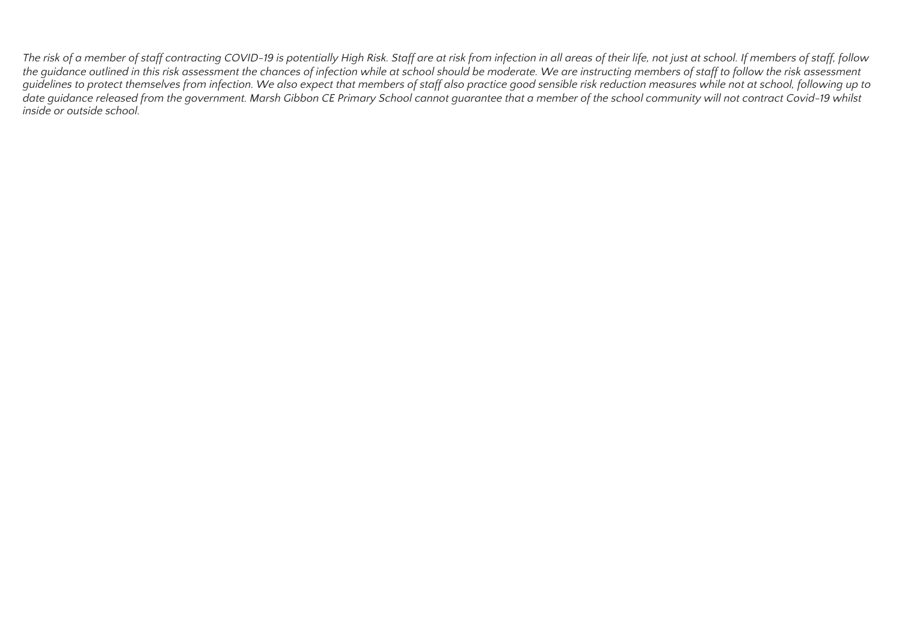*The risk of a member of staff contracting COVID-19 is potentially High Risk. Staff are at risk from infection in all areas of their life, not just at school. If members of staff, follow the guidance outlined in this risk assessment the chances of infection while at school should be moderate. We are instructing members of staff to follow the risk assessment guidelines to protect themselves from infection. We also expect that members of staff also practice good sensible risk reduction measures while not at school, following up to date guidance released from the government. Marsh Gibbon CE Primary School cannot guarantee that a member of the school community will not contract Covid-19 whilst inside or outside school.*